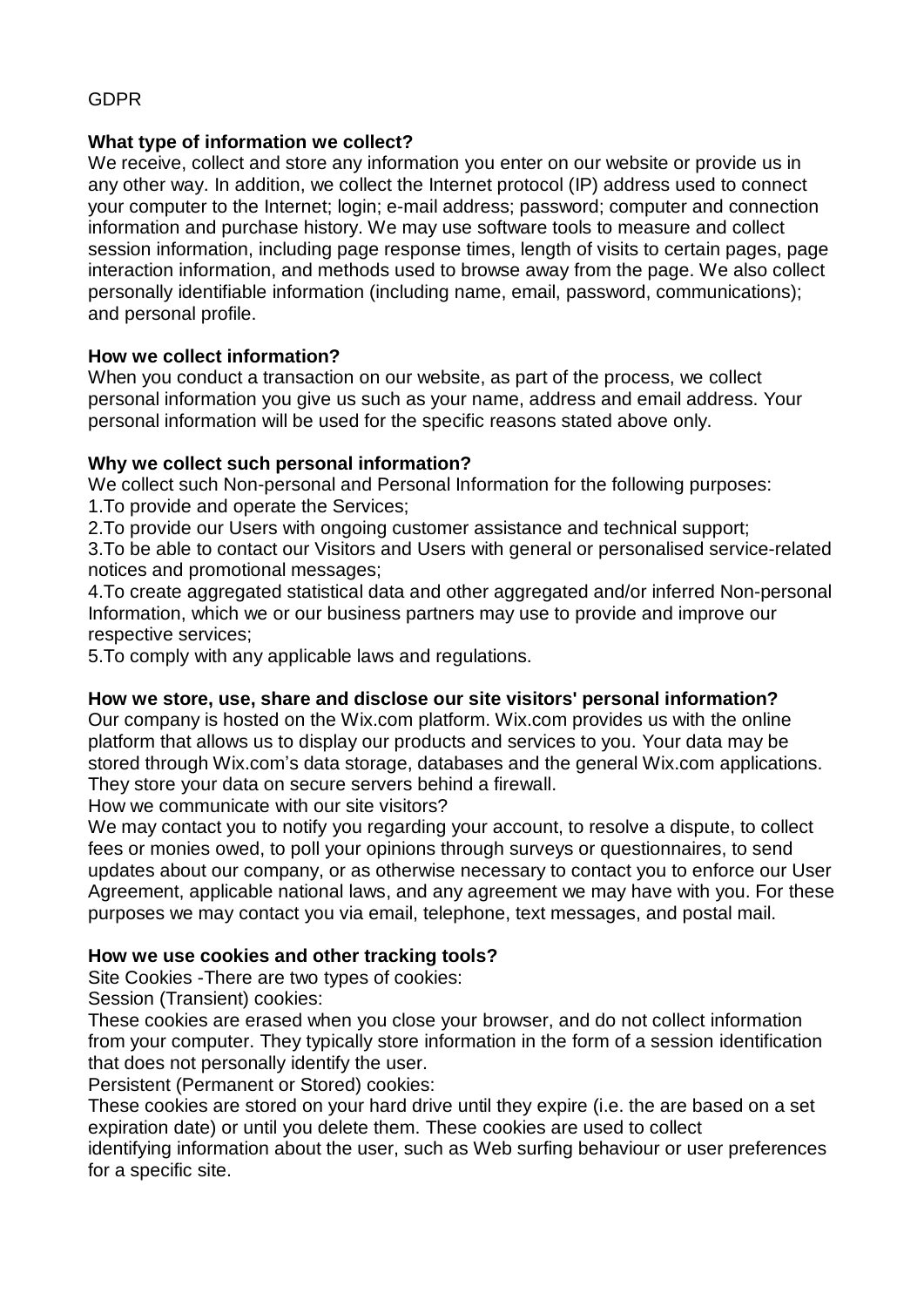GDPR

## What type of information we collect?

We receive, collect and store any information you enter on our website or provide us in any other way. In addition, we collect the Internet protocol (IP) address used to connect your computer to the Internet; login; e-mail address; password; computer and connection information and purchase history. We may use software tools to measure and collect session information, including page response times, length of visits to certain pages, page interaction information, and methods used to browse away from the page. We also collect personally identifiable information (including name, email, password, communications); and personal profile.

## How we collect information?

When you conduct a transaction on our website, as part of the process, we collect personal information you give us such as your name, address and email address. Your personal information will be used for the specific reasons stated above only.

## Why we collect such personal information?

We collect such Non-personal and Personal Information for the following purposes:

1.To provide and operate the Services;

2.To provide our Users with ongoing customer assistance and technical support;

3.To be able to contact our Visitors and Users with general or personalised service-related notices and promotional messages;

4.To create aggregated statistical data and other aggregated and/or inferred Non-personal Information, which we or our business partners may use to provide and improve our respective services;

5.To comply with any applicable laws and regulations.

## How we store, use, share and disclose our site visitors' personal information?

Our company is hosted on the Wix.com platform. Wix.com provides us with the online platform that allows us to display our products and services to you. Your data may be stored through Wix.com's data storage, databases and the general Wix.com applications. They store your data on secure servers behind a firewall.

How we communicate with our site visitors?

We may contact you to notify you regarding your account, to resolve a dispute, to collect fees or monies owed, to poll your opinions through surveys or questionnaires, to send updates about our company, or as otherwise necessary to contact you to enforce our User Agreement, applicable national laws, and any agreement we may have with you. For these purposes we may contact you via email, telephone, text messages, and postal mail.

## How we use cookies and other tracking tools?

Site Cookies -There are two types of cookies:

Session (Transient) cookies:

These cookies are erased when you close your browser, and do not collect information from your computer. They typically store information in the form of a session identification that does not personally identify the user.

Persistent (Permanent or Stored) cookies:

These cookies are stored on your hard drive until they expire (i.e. the are based on a set expiration date) or until you delete them. These cookies are used to collect identifying information about the user, such as Web surfing behaviour or user preferences for a specific site.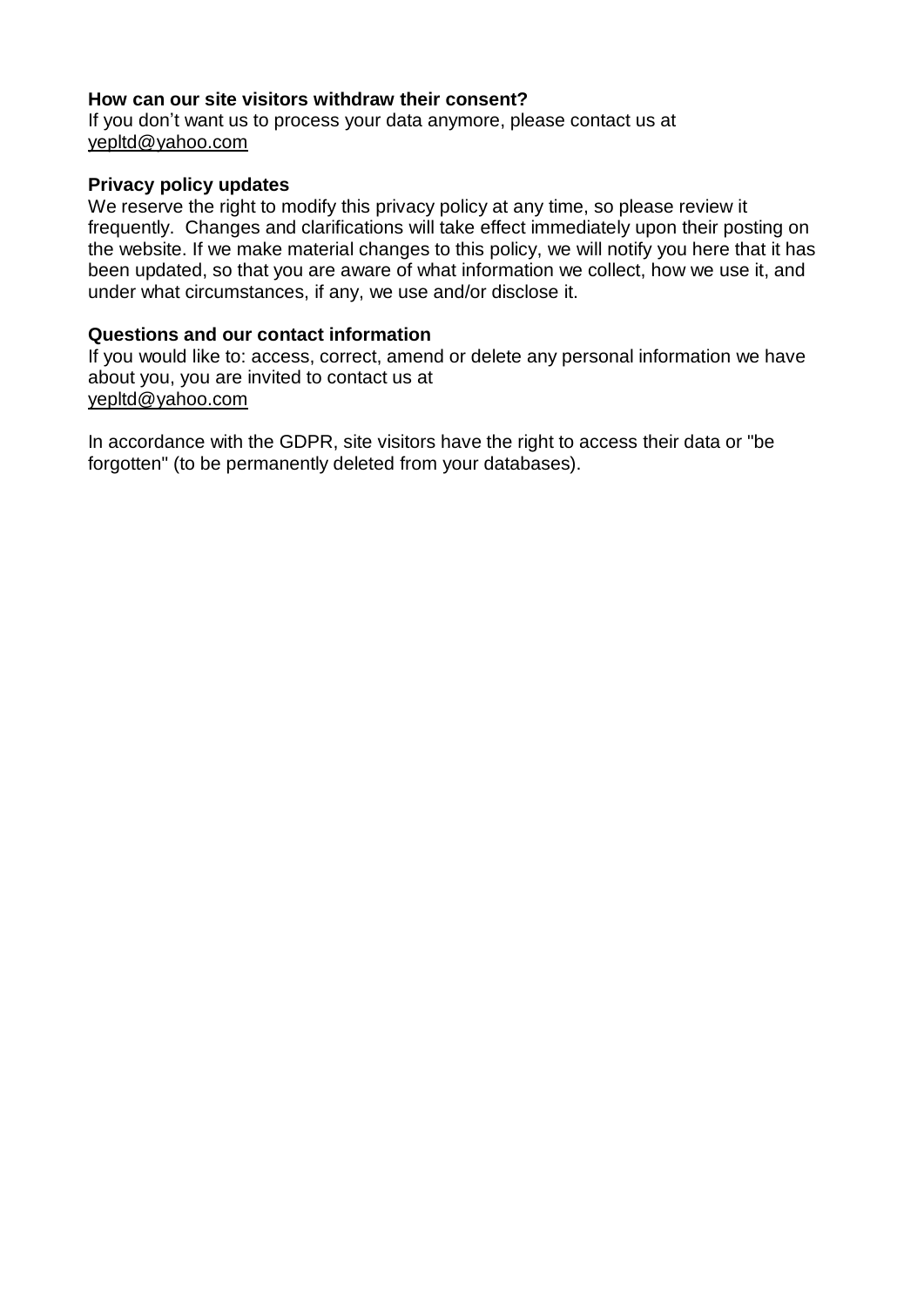**How can our site visitors withdraw their consent?**
If you don't want us to process your data anymore, please contact us at
yepltd@yahoo.com

**Privacy policy updates**
We reserve the right to modify this privacy policy at any time, so please review it frequently. Changes and clarifications will take effect immediately upon their posting on the website. If we make material changes to this policy, we will notify you here that it has been updated, so that you are aware of what information we collect, how we use it, and under what circumstances, if any, we use and/or disclose it.

**Questions and our contact information**
If you would like to: access, correct, amend or delete any personal information we have about you, you are invited to contact us at
yepltd@yahoo.com

In accordance with the GDPR, site visitors have the right to access their data or "be forgotten" (to be permanently deleted from your databases).